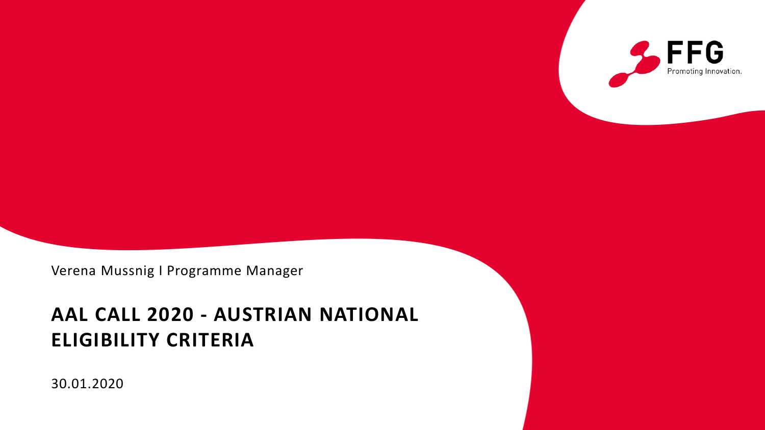FFG
Promoting Innovation.

Verena Mussnig I Programme Manager

# AAL CALL 2020 - AUSTRIAN NATIONAL ELIGIBILITY CRITERIA

30.01.2020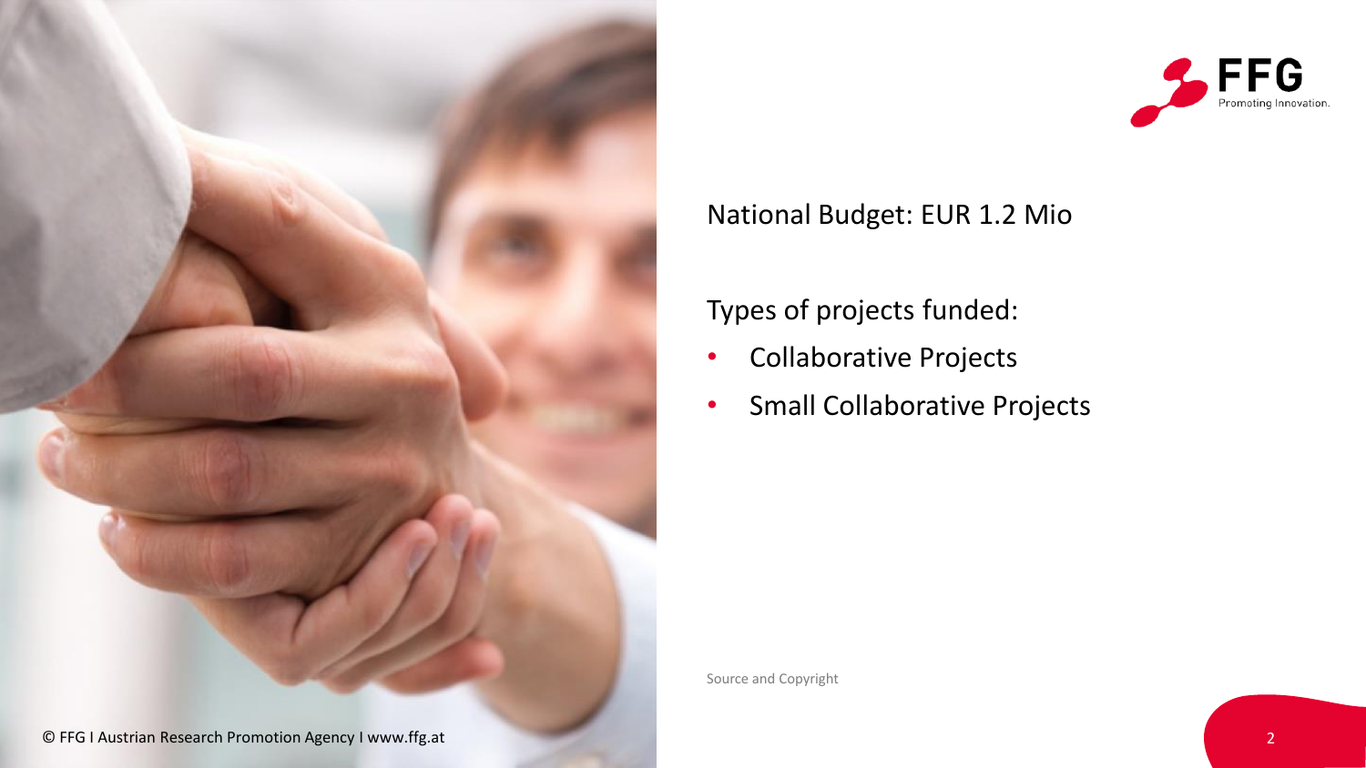National Budget: EUR 1.2 Mio

Types of projects funded:

- Collaborative Projects
- Small Collaborative Projects

Source and Copyright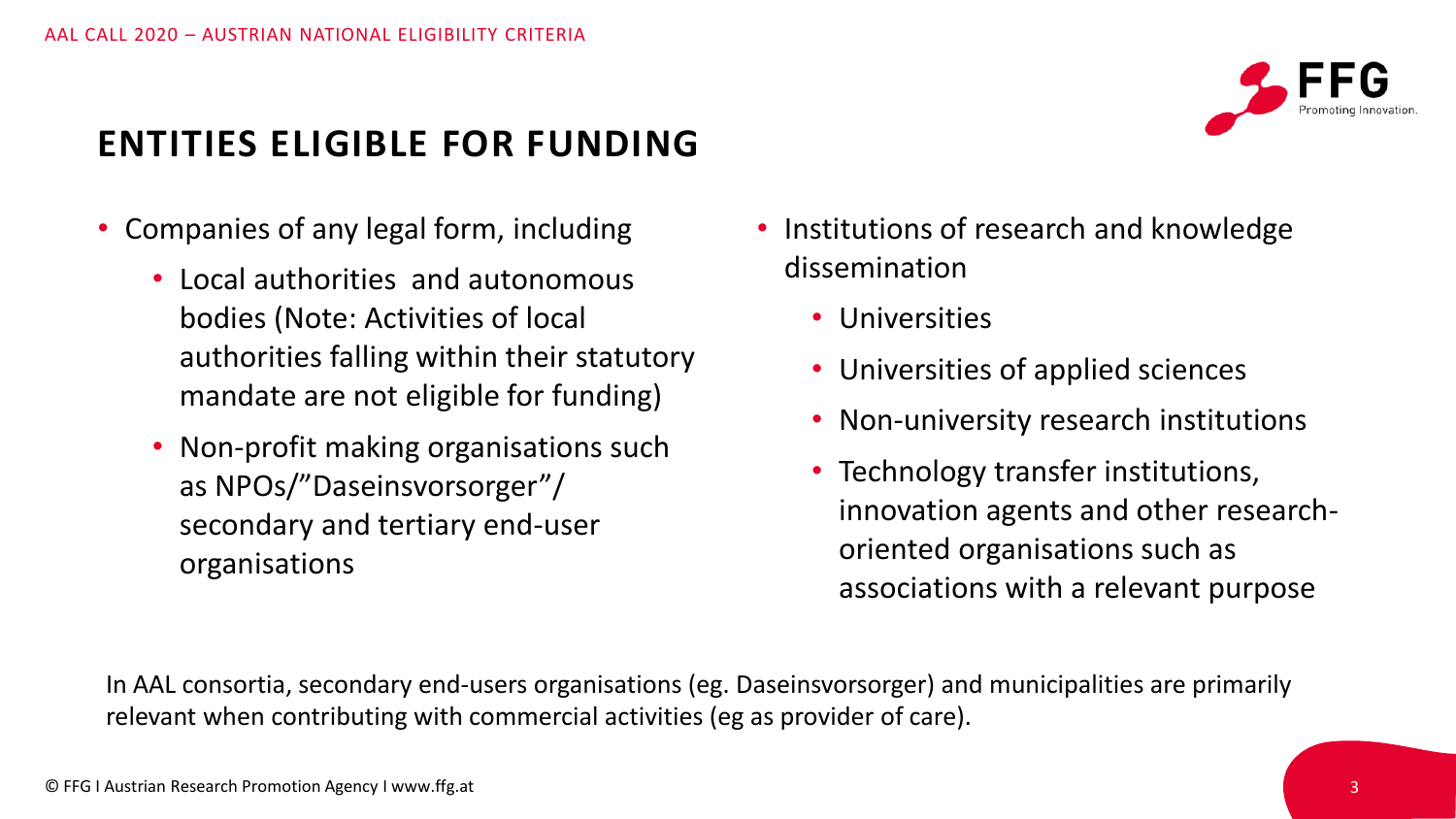## ENTITIES ELIGIBLE FOR FUNDING

- Companies of any legal form, including
  - Local authorities  and autonomous bodies (Note: Activities of local authorities falling within their statutory mandate are not eligible for funding)
  - Non-profit making organisations such as NPOs/"Daseinsvorsorger"/ secondary and tertiary end-user organisations
- Institutions of research and knowledge dissemination
  - Universities
  - Universities of applied sciences
  - Non-university research institutions
  - Technology transfer institutions, innovation agents and other research-oriented organisations such as associations with a relevant purpose

In AAL consortia, secondary end-users organisations (eg. Daseinsvorsorger) and municipalities are primarily relevant when contributing with commercial activities (eg as provider of care).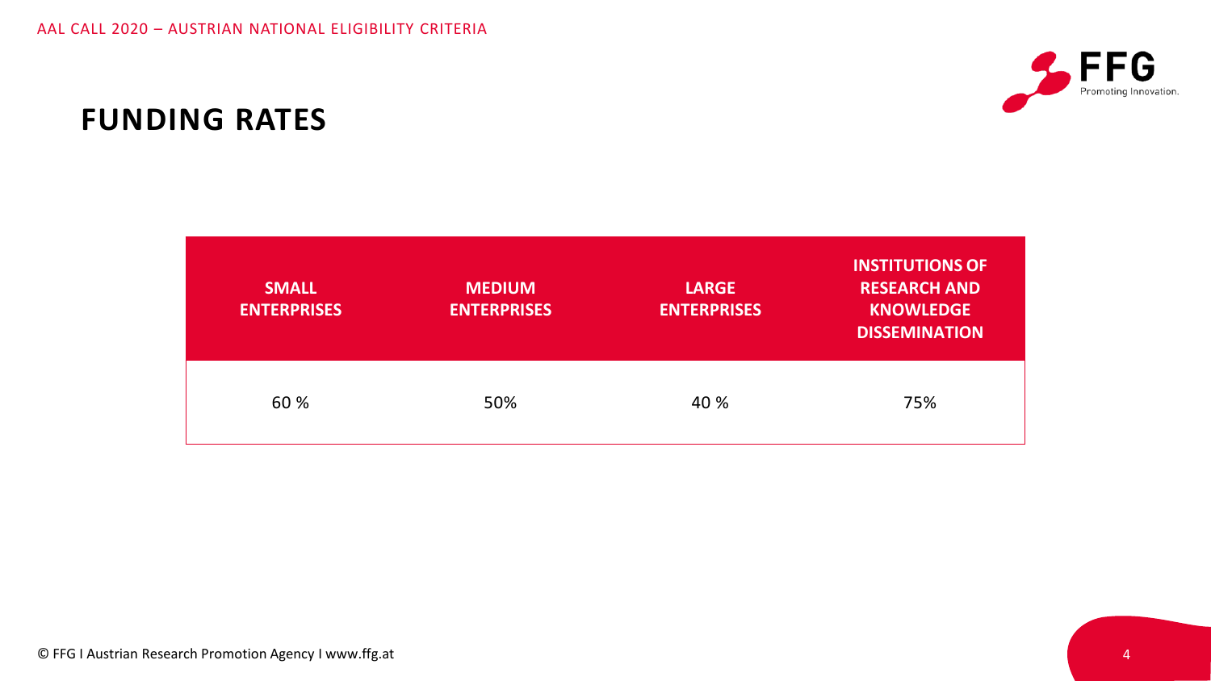## FUNDING RATES

| SMALL ENTERPRISES | MEDIUM ENTERPRISES | LARGE ENTERPRISES | INSTITUTIONS OF RESEARCH AND KNOWLEDGE DISSEMINATION |
|---|---|---|---|
| 60 % | 50% | 40 % | 75% |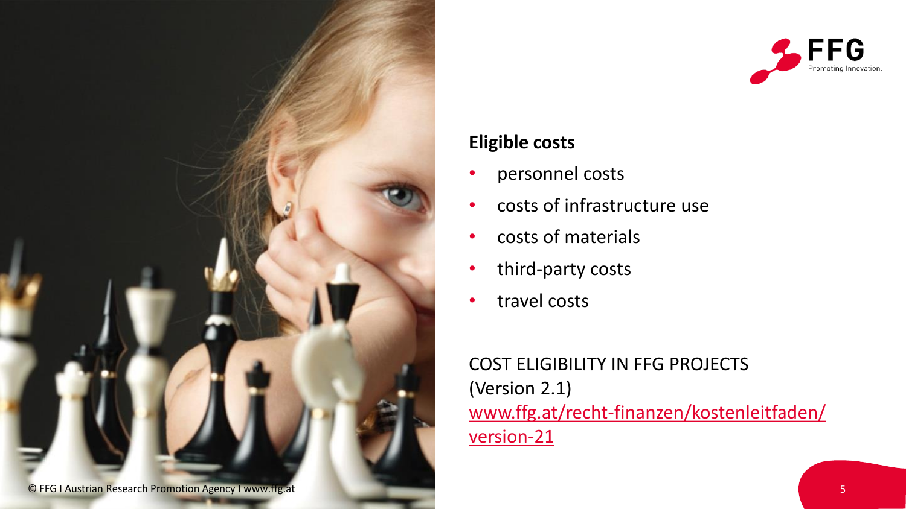**Eligible costs**

- personnel costs
- costs of infrastructure use
- costs of materials
- third-party costs
- travel costs

COST ELIGIBILITY IN FFG PROJECTS
(Version 2.1)
[www.ffg.at/recht-finanzen/kostenleitfaden/version-21](www.ffg.at/recht-finanzen/kostenleitfaden/version-21)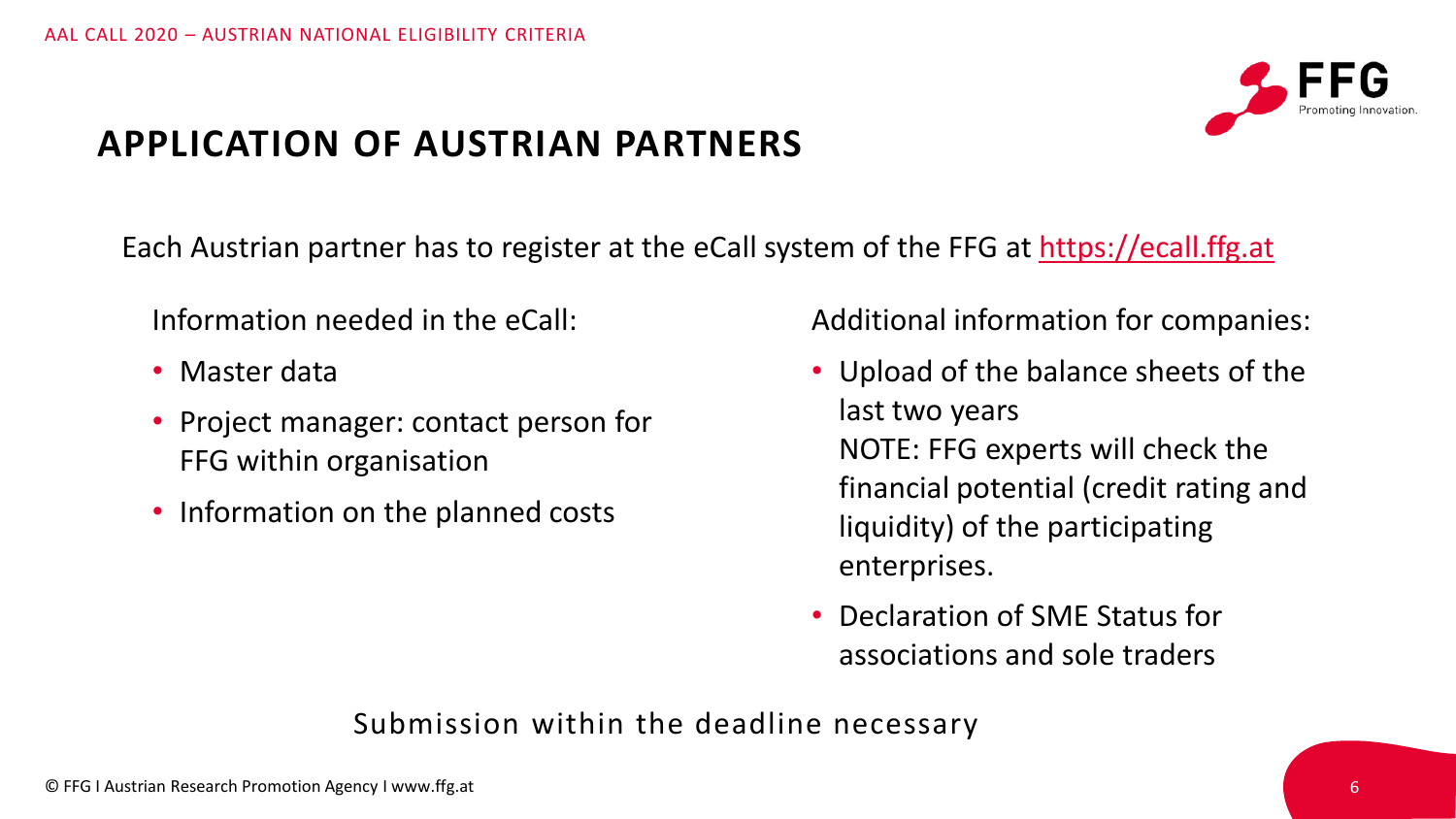## APPLICATION OF AUSTRIAN PARTNERS

Each Austrian partner has to register at the eCall system of the FFG at https://ecall.ffg.at

Information needed in the eCall:

- Master data
- Project manager: contact person for FFG within organisation
- Information on the planned costs

Additional information for companies:

- Upload of the balance sheets of the last two years
  NOTE: FFG experts will check the financial potential (credit rating and liquidity) of the participating enterprises.
- Declaration of SME Status for associations and sole traders

Submission within the deadline necessary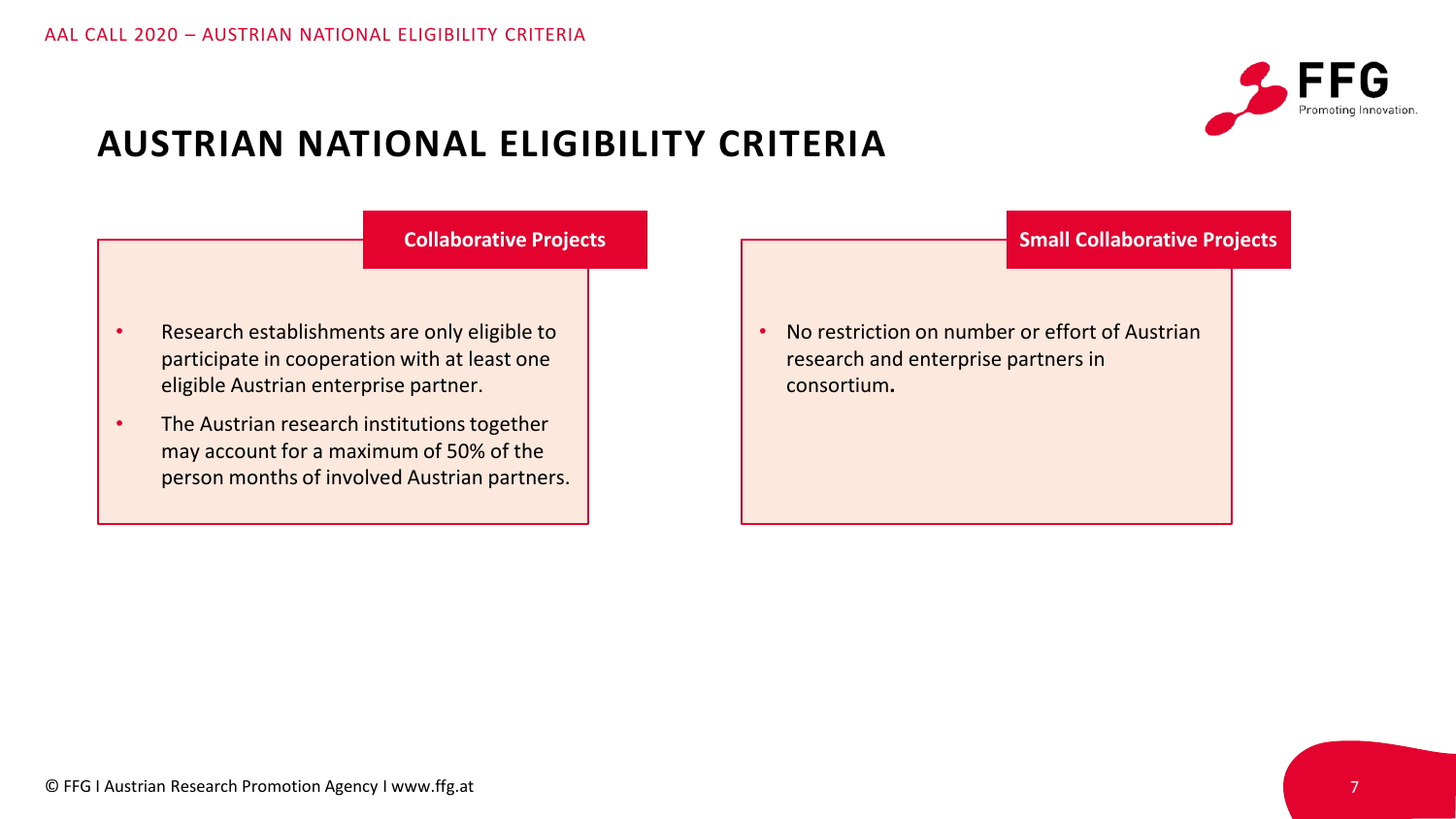# AUSTRIAN NATIONAL ELIGIBILITY CRITERIA

## Collaborative Projects

- Research establishments are only eligible to participate in cooperation with at least one eligible Austrian enterprise partner.
- The Austrian research institutions together may account for a maximum of 50% of the person months of involved Austrian partners.

## Small Collaborative Projects

- No restriction on number or effort of Austrian research and enterprise partners in consortium**.**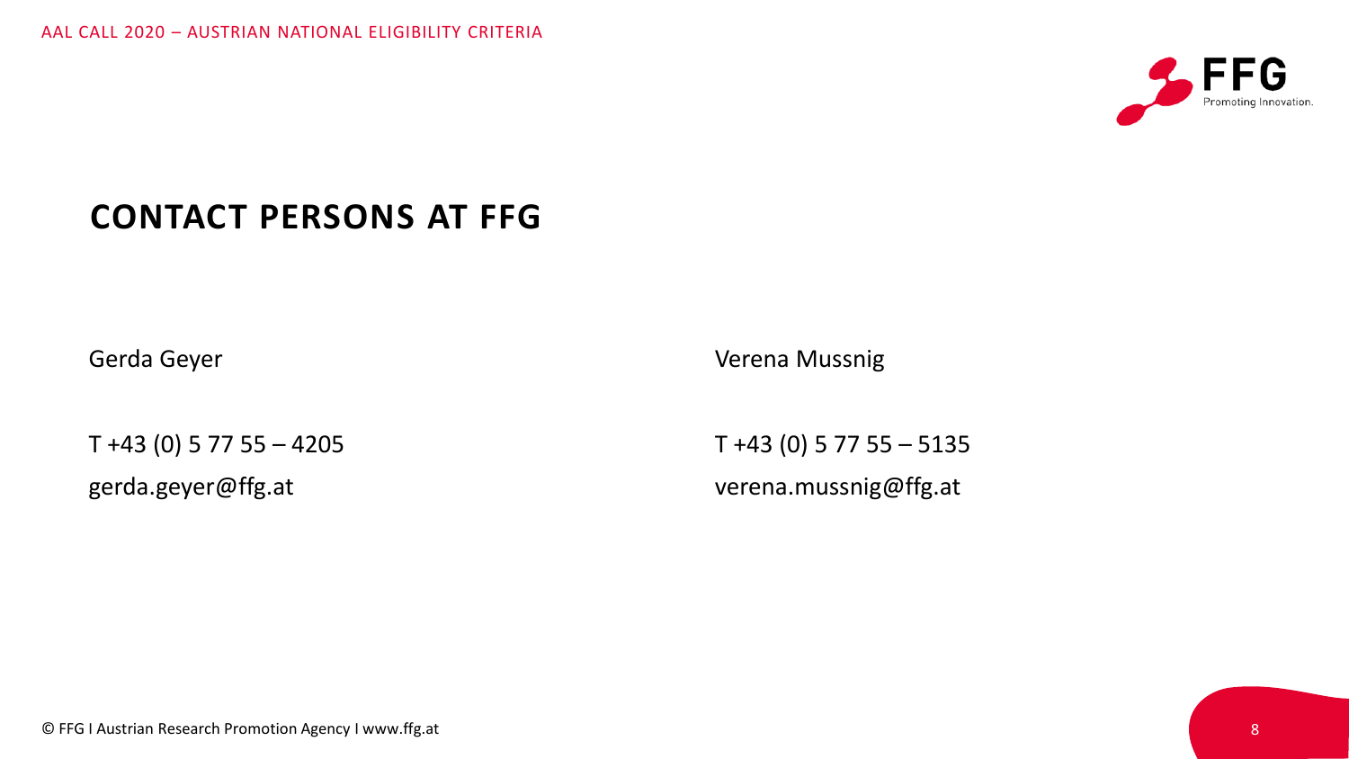# CONTACT PERSONS AT FFG

Gerda Geyer

T +43 (0) 5 77 55 – 4205

gerda.geyer@ffg.at

Verena Mussnig

T +43 (0) 5 77 55 – 5135

verena.mussnig@ffg.at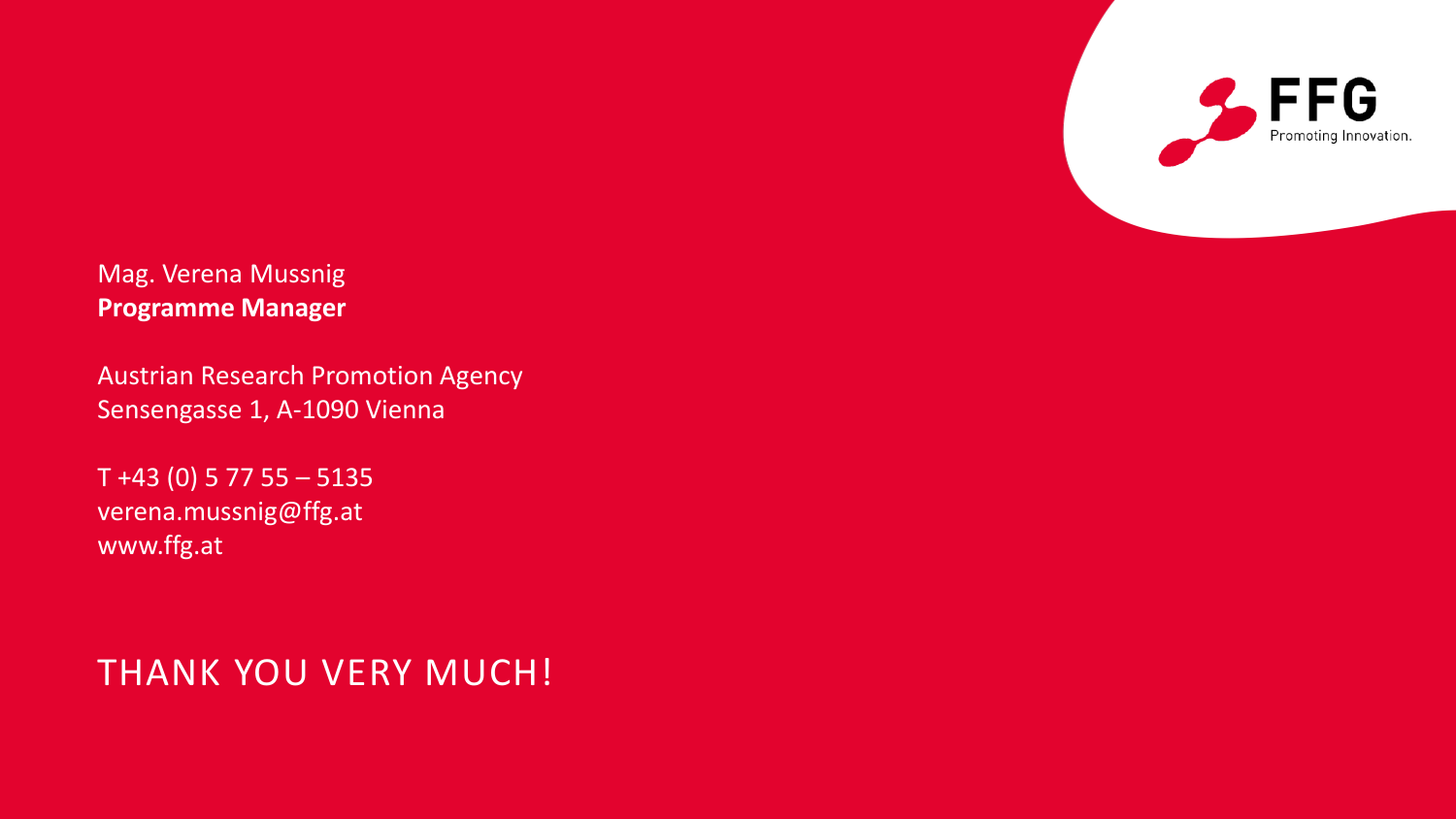FFG

Promoting Innovation.

Mag. Verena Mussnig
**Programme Manager**

Austrian Research Promotion Agency
Sensengasse 1, A-1090 Vienna

T +43 (0) 5 77 55 – 5135
verena.mussnig@ffg.at
www.ffg.at

THANK YOU VERY MUCH!